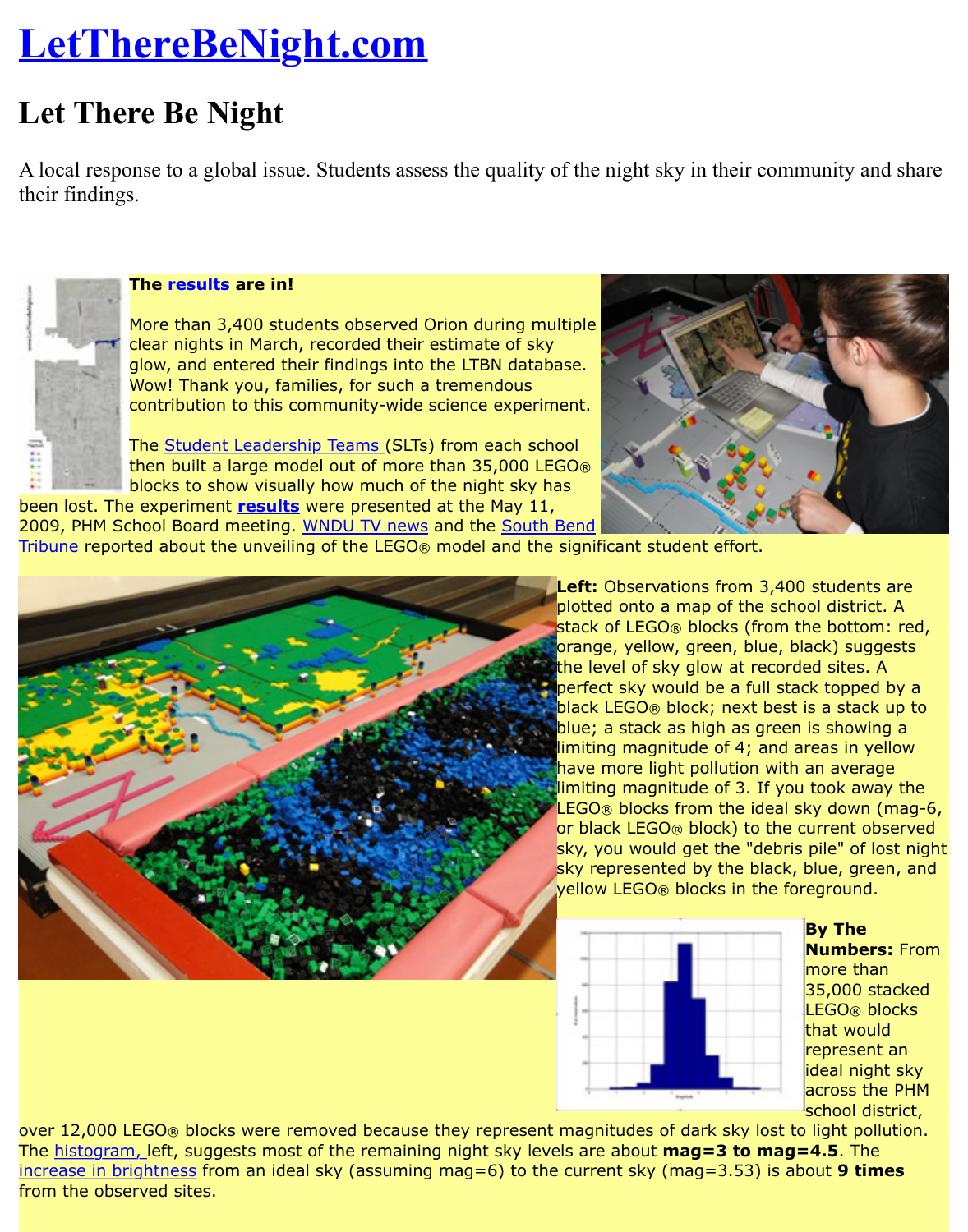# LetThereBeNight.com

## Let There Be Night

A local response to a global issue. Students assess the quality of the night sky in their community and share their findings.

**The results are in!**

More than 3,400 students observed Orion during multiple clear nights in March, recorded their estimate of sky glow, and entered their findings into the LTBN database. Wow! Thank you, families, for such a tremendous contribution to this community-wide science experiment.

The Student Leadership Teams (SLTs) from each school then built a large model out of more than 35,000 LEGO® blocks to show visually how much of the night sky has been lost. The experiment **results** were presented at the May 11, 2009, PHM School Board meeting. WNDU TV news and the South Bend Tribune reported about the unveiling of the LEGO® model and the significant student effort.

**Left:** Observations from 3,400 students are plotted onto a map of the school district. A stack of LEGO® blocks (from the bottom: red, orange, yellow, green, blue, black) suggests the level of sky glow at recorded sites. A perfect sky would be a full stack topped by a black LEGO® block; next best is a stack up to blue; a stack as high as green is showing a limiting magnitude of 4; and areas in yellow have more light pollution with an average limiting magnitude of 3. If you took away the LEGO® blocks from the ideal sky down (mag-6, or black LEGO® block) to the current observed sky, you would get the "debris pile" of lost night sky represented by the black, blue, green, and yellow LEGO® blocks in the foreground.

**By The Numbers:** From more than 35,000 stacked LEGO® blocks that would represent an ideal night sky across the PHM school district, over 12,000 LEGO® blocks were removed because they represent magnitudes of dark sky lost to light pollution. The histogram, left, suggests most of the remaining night sky levels are about **mag=3 to mag=4.5**. The increase in brightness from an ideal sky (assuming mag=6) to the current sky (mag=3.53) is about **9 times** from the observed sites.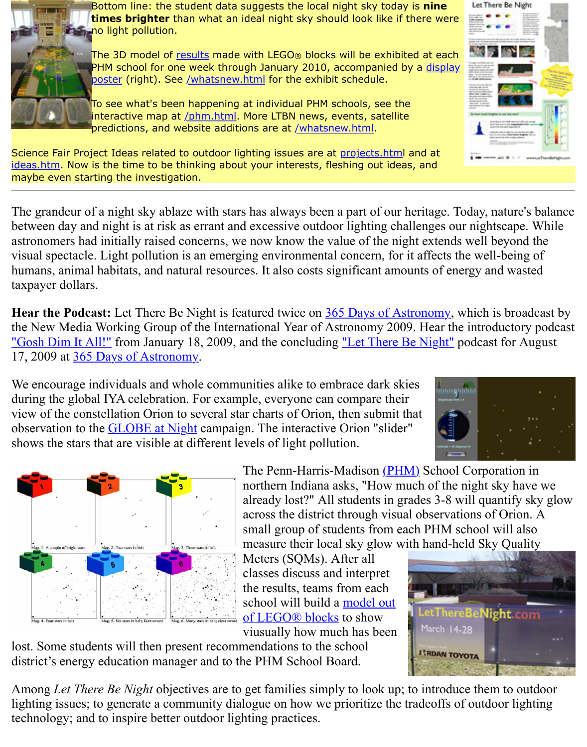Bottom line: the student data suggests the local night sky today is **nine times brighter** than what an ideal night sky should look like if there were no light pollution.

The 3D model of results made with LEGO® blocks will be exhibited at each PHM school for one week through January 2010, accompanied by a display poster (right). See /whatsnew.html for the exhibit schedule.

To see what's been happening at individual PHM schools, see the interactive map at /phm.html. More LTBN news, events, satellite predictions, and website additions are at /whatsnew.html.

Science Fair Project Ideas related to outdoor lighting issues are at projects.html and at ideas.htm. Now is the time to be thinking about your interests, fleshing out ideas, and maybe even starting the investigation.

---

The grandeur of a night sky ablaze with stars has always been a part of our heritage. Today, nature's balance between day and night is at risk as errant and excessive outdoor lighting challenges our nightscape. While astronomers had initially raised concerns, we now know the value of the night extends well beyond the visual spectacle. Light pollution is an emerging environmental concern, for it affects the well-being of humans, animal habitats, and natural resources. It also costs significant amounts of energy and wasted taxpayer dollars.

**Hear the Podcast:** Let There Be Night is featured twice on 365 Days of Astronomy, which is broadcast by the New Media Working Group of the International Year of Astronomy 2009. Hear the introductory podcast "Gosh Dim It All!" from January 18, 2009, and the concluding "Let There Be Night" podcast for August 17, 2009 at 365 Days of Astronomy.

We encourage individuals and whole communities alike to embrace dark skies during the global IYA celebration. For example, everyone can compare their view of the constellation Orion to several star charts of Orion, then submit that observation to the GLOBE at Night campaign. The interactive Orion "slider" shows the stars that are visible at different levels of light pollution.

The Penn-Harris-Madison (PHM) School Corporation in northern Indiana asks, "How much of the night sky have we already lost?" All students in grades 3-8 will quantify sky glow across the district through visual observations of Orion. A small group of students from each PHM school will also measure their local sky glow with hand-held Sky Quality Meters (SQMs). After all classes discuss and interpret the results, teams from each school will build a model out of LEGO® blocks to show viusually how much has been lost. Some students will then present recommendations to the school district's energy education manager and to the PHM School Board.

Among *Let There Be Night* objectives are to get families simply to look up; to introduce them to outdoor lighting issues; to generate a community dialogue on how we prioritize the tradeoffs of outdoor lighting technology; and to inspire better outdoor lighting practices.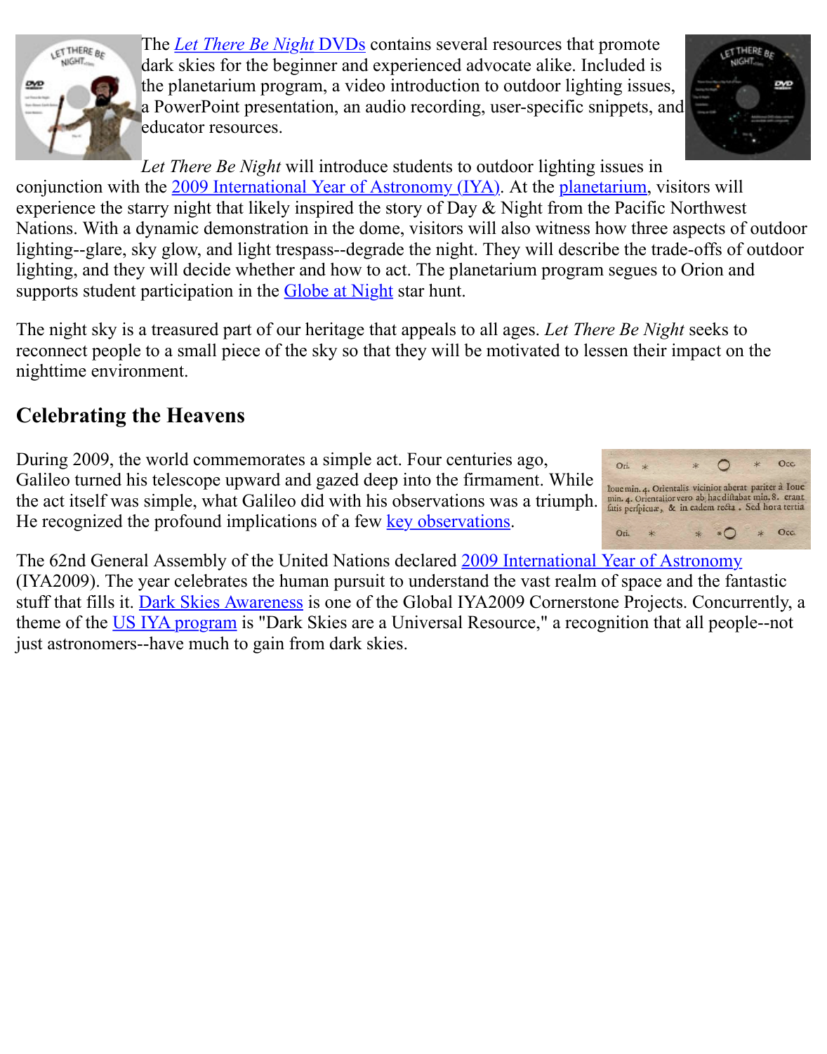The *Let There Be Night* DVDs contains several resources that promote dark skies for the beginner and experienced advocate alike. Included is the planetarium program, a video introduction to outdoor lighting issues, a PowerPoint presentation, an audio recording, user-specific snippets, and educator resources.

*Let There Be Night* will introduce students to outdoor lighting issues in conjunction with the 2009 International Year of Astronomy (IYA). At the planetarium, visitors will experience the starry night that likely inspired the story of Day & Night from the Pacific Northwest Nations. With a dynamic demonstration in the dome, visitors will also witness how three aspects of outdoor lighting--glare, sky glow, and light trespass--degrade the night. They will describe the trade-offs of outdoor lighting, and they will decide whether and how to act. The planetarium program segues to Orion and supports student participation in the Globe at Night star hunt.

The night sky is a treasured part of our heritage that appeals to all ages. *Let There Be Night* seeks to reconnect people to a small piece of the sky so that they will be motivated to lessen their impact on the nighttime environment.

## Celebrating the Heavens

During 2009, the world commemorates a simple act. Four centuries ago, Galileo turned his telescope upward and gazed deep into the firmament. While the act itself was simple, what Galileo did with his observations was a triumph. He recognized the profound implications of a few key observations.

The 62nd General Assembly of the United Nations declared 2009 International Year of Astronomy (IYA2009). The year celebrates the human pursuit to understand the vast realm of space and the fantastic stuff that fills it. Dark Skies Awareness is one of the Global IYA2009 Cornerstone Projects. Concurrently, a theme of the US IYA program is "Dark Skies are a Universal Resource," a recognition that all people--not just astronomers--have much to gain from dark skies.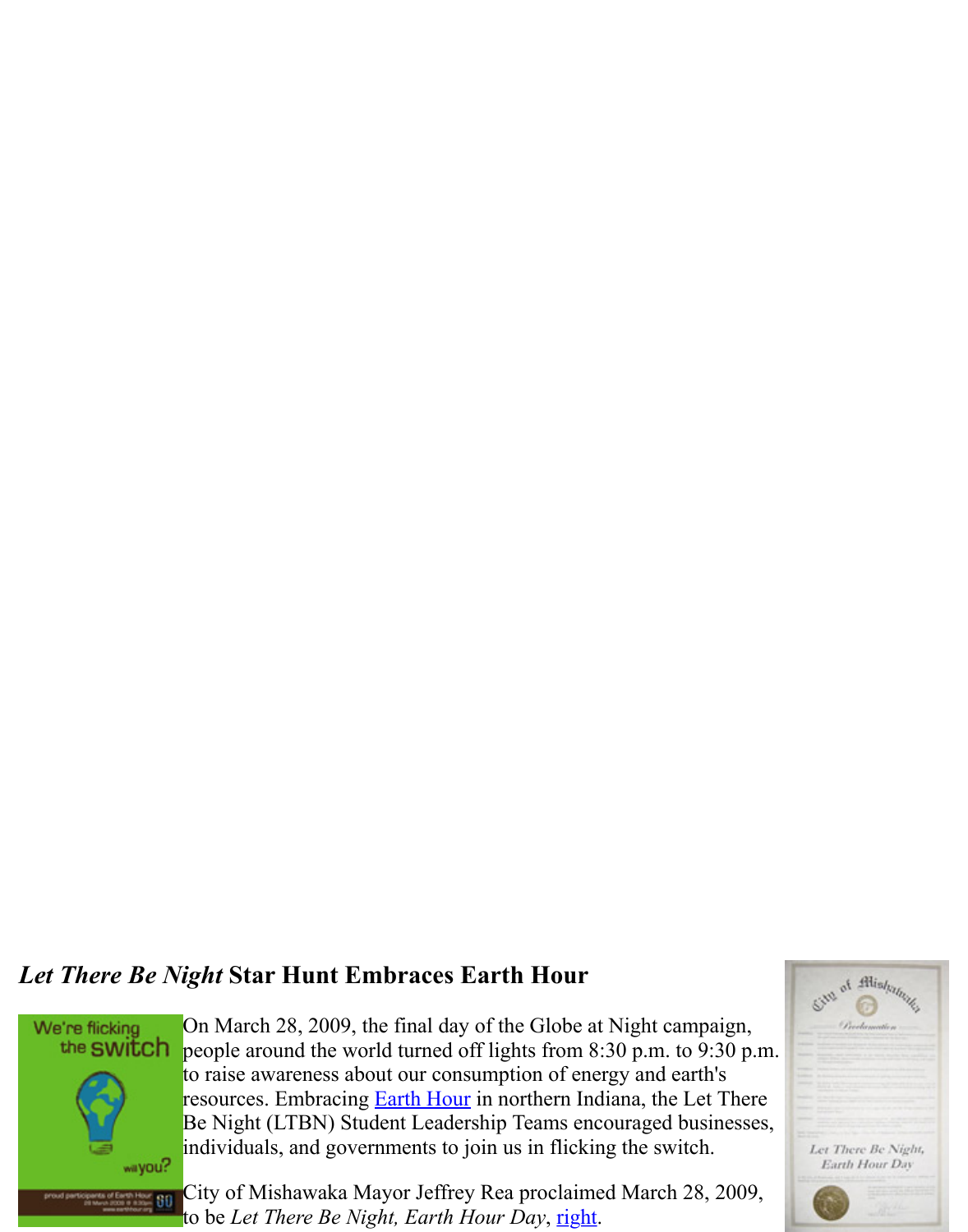## *Let There Be Night* Star Hunt Embraces Earth Hour

On March 28, 2009, the final day of the Globe at Night campaign, people around the world turned off lights from 8:30 p.m. to 9:30 p.m. to raise awareness about our consumption of energy and earth's resources. Embracing Earth Hour in northern Indiana, the Let There Be Night (LTBN) Student Leadership Teams encouraged businesses, individuals, and governments to join us in flicking the switch.

City of Mishawaka Mayor Jeffrey Rea proclaimed March 28, 2009, to be *Let There Be Night, Earth Hour Day*, right.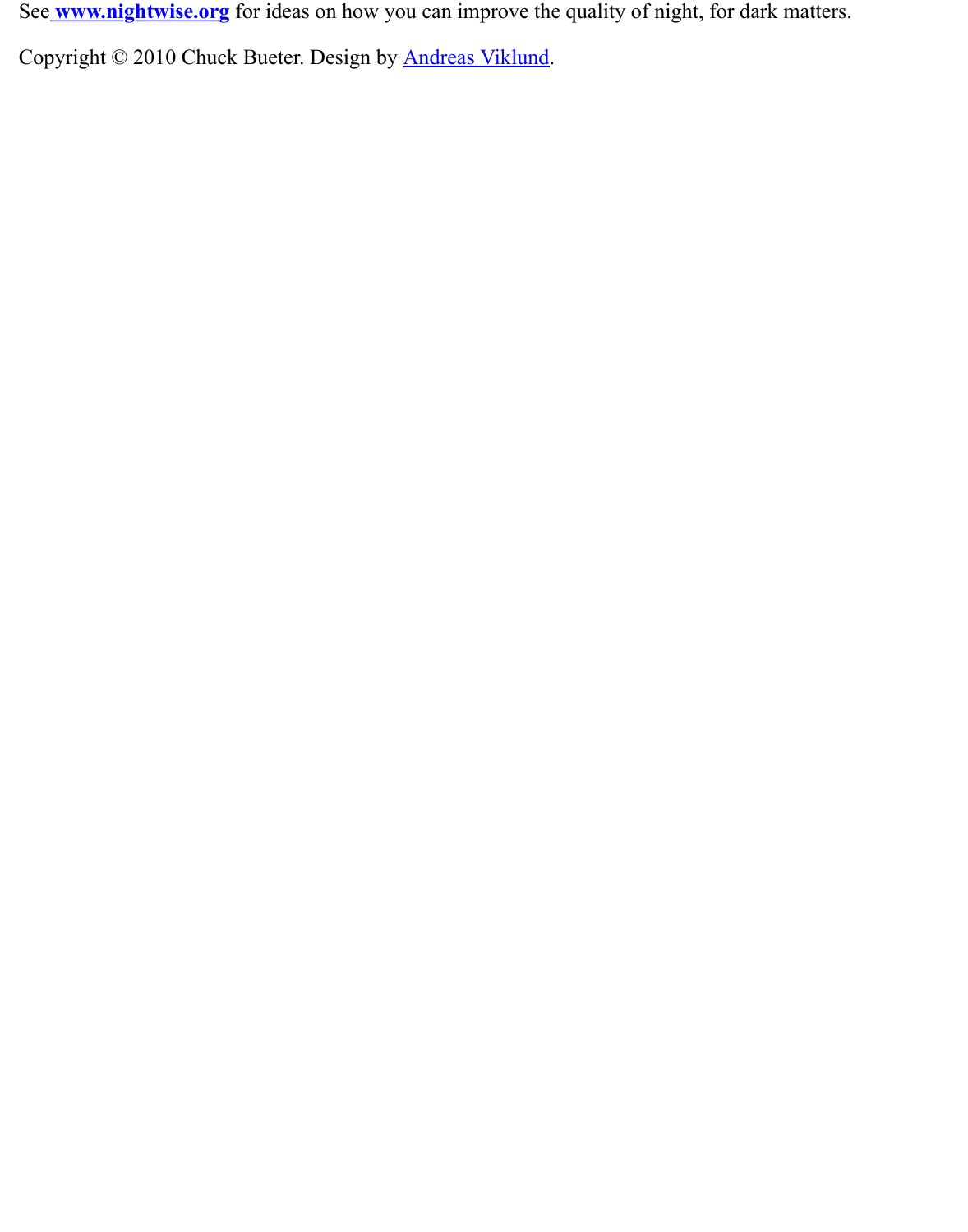See **www.nightwise.org** for ideas on how you can improve the quality of night, for dark matters.

Copyright © 2010 Chuck Bueter. Design by Andreas Viklund.